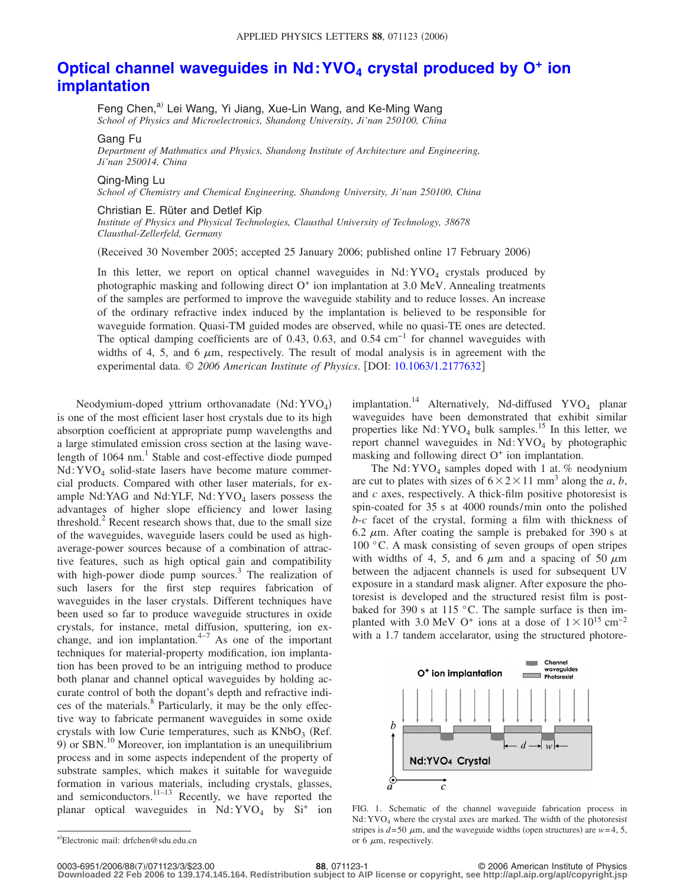# Optical channel waveguides in Nd:$YVO_4$ crystal produced by $O^+$ ion implantation

Feng Chen,[a] Lei Wang, Yi Jiang, Xue-Lin Wang, and Ke-Ming Wang
*School of Physics and Microelectronics, Shandong University, Ji'nan 250100, China*

Gang Fu
*Department of Mathmatics and Physics, Shandong Institute of Architecture and Engineering, Ji'nan 250014, China*

Qing-Ming Lu
*School of Chemistry and Chemical Engineering, Shandong University, Ji'nan 250100, China*

Christian E. Rüter and Detlef Kip
*Institute of Physics and Physical Technologies, Clausthal University of Technology, 38678 Clausthal-Zellerfeld, Germany*

(Received 30 November 2005; accepted 25 January 2006; published online 17 February 2006)

In this letter, we report on optical channel waveguides in Nd:$YVO_4$ crystals produced by photographic masking and following direct $O^+$ ion implantation at 3.0 MeV. Annealing treatments of the samples are performed to improve the waveguide stability and to reduce losses. An increase of the ordinary refractive index induced by the implantation is believed to be responsible for waveguide formation. Quasi-TM guided modes are observed, while no quasi-TE ones are detected. The optical damping coefficients are of 0.43, 0.63, and 0.54 $cm^{-1}$ for channel waveguides with widths of 4, 5, and 6 $\mu m$, respectively. The result of modal analysis is in agreement with the experimental data. © *2006 American Institute of Physics*. [DOI: 10.1063/1.2177632]

Neodymium-doped yttrium orthovanadate (Nd:$YVO_4$) is one of the most efficient laser host crystals due to its high absorption coefficient at appropriate pump wavelengths and a large stimulated emission cross section at the lasing wavelength of 1064 nm.[1] Stable and cost-effective diode pumped Nd:$YVO_4$ solid-state lasers have become mature commercial products. Compared with other laser materials, for example Nd:YAG and Nd:YLF, Nd:$YVO_4$ lasers possess the advantages of higher slope efficiency and lower lasing threshold.[2] Recent research shows that, due to the small size of the waveguides, waveguide lasers could be used as high-average-power sources because of a combination of attractive features, such as high optical gain and compatibility with high-power diode pump sources.[3] The realization of such lasers for the first step requires fabrication of waveguides in the laser crystals. Different techniques have been used so far to produce waveguide structures in oxide crystals, for instance, metal diffusion, sputtering, ion exchange, and ion implantation.[4–7] As one of the important techniques for material-property modification, ion implantation has been proved to be an intriguing method to produce both planar and channel optical waveguides by holding accurate control of both the dopant's depth and refractive indices of the materials.[8] Particularly, it may be the only effective way to fabricate permanent waveguides in some oxide crystals with low Curie temperatures, such as $KNbO_3$ (Ref. 9) or SBN.[10] Moreover, ion implantation is an unequilibrium process and in some aspects independent of the property of substrate samples, which makes it suitable for waveguide formation in various materials, including crystals, glasses, and semiconductors.[11–13] Recently, we have reported the planar optical waveguides in Nd:$YVO_4$ by $Si^+$ ion implantation.[14] Alternatively, Nd-diffused $YVO_4$ planar waveguides have been demonstrated that exhibit similar properties like Nd:$YVO_4$ bulk samples.[15] In this letter, we report channel waveguides in Nd:$YVO_4$ by photographic masking and following direct $O^+$ ion implantation.

The Nd:$YVO_4$ samples doped with 1 at. % neodymium are cut to plates with sizes of $6\times2\times11$ $mm^3$ along the *a*, *b*, and *c* axes, respectively. A thick-film positive photoresist is spin-coated for 35 s at 4000 rounds/min onto the polished *b*-*c* facet of the crystal, forming a film with thickness of 6.2 $\mu m$. After coating the sample is prebaked for 390 s at 100 °C. A mask consisting of seven groups of open stripes with widths of 4, 5, and 6 $\mu m$ and a spacing of 50 $\mu m$ between the adjacent channels is used for subsequent UV exposure in a standard mask aligner. After exposure the photoresist is developed and the structured resist film is post-baked for 390 s at 115 °C. The sample surface is then implanted with 3.0 MeV $O^+$ ions at a dose of $1\times10^{15}$ $cm^{-2}$ with a 1.7 tandem accelarator, using the structured photore-

FIG. 1. Schematic of the channel waveguide fabrication process in Nd:$YVO_4$ where the crystal axes are marked. The width of the photoresist stripes is $d$=50 $\mu m$, and the waveguide widths (open structures) are $w$=4, 5, or 6 $\mu m$, respectively.

[a]Electronic mail: drfchen@sdu.edu.cn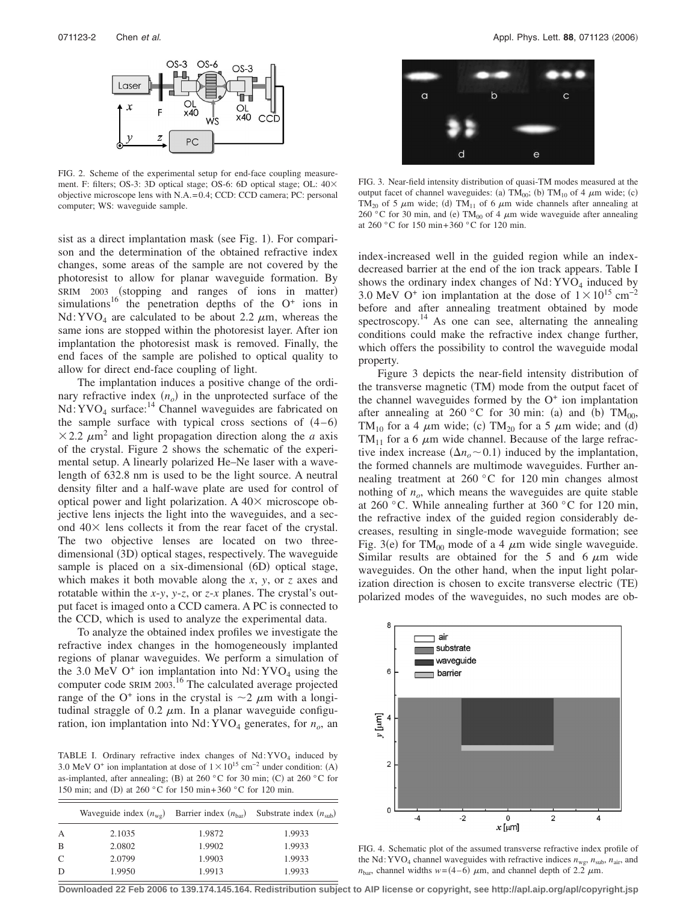FIG. 2. Scheme of the experimental setup for end-face coupling measurement. F: filters; OS-3: 3D optical stage; OS-6: 6D optical stage; OL: 40× objective microscope lens with N.A.=0.4; CCD: CCD camera; PC: personal computer; WS: waveguide sample.

sist as a direct implantation mask (see Fig. 1). For comparison and the determination of the obtained refractive index changes, some areas of the sample are not covered by the photoresist to allow for planar waveguide formation. By SRIM 2003 (stopping and ranges of ions in matter) simulations[16] the penetration depths of the $O^+$ ions in $Nd:YVO_4$ are calculated to be about 2.2 $\mu$m, whereas the same ions are stopped within the photoresist layer. After ion implantation the photoresist mask is removed. Finally, the end faces of the sample are polished to optical quality to allow for direct end-face coupling of light.

The implantation induces a positive change of the ordinary refractive index ($n_o$) in the unprotected surface of the $Nd:YVO_4$ surface:[14] Channel waveguides are fabricated on the sample surface with typical cross sections of $(4-6) \times 2.2\ \mu m^2$ and light propagation direction along the *a* axis of the crystal. Figure 2 shows the schematic of the experimental setup. A linearly polarized He–Ne laser with a wavelength of 632.8 nm is used to be the light source. A neutral density filter and a half-wave plate are used for control of optical power and light polarization. A 40× microscope objective lens injects the light into the waveguides, and a second 40× lens collects it from the rear facet of the crystal. The two objective lenses are located on two three-dimensional (3D) optical stages, respectively. The waveguide sample is placed on a six-dimensional (6D) optical stage, which makes it both movable along the *x*, *y*, or *z* axes and rotatable within the *x-y*, *y-z*, or *z-x* planes. The crystal's output facet is imaged onto a CCD camera. A PC is connected to the CCD, which is used to analyze the experimental data.

To analyze the obtained index profiles we investigate the refractive index changes in the homogeneously implanted regions of planar waveguides. We perform a simulation of the 3.0 MeV $O^+$ ion implantation into $Nd:YVO_4$ using the computer code SRIM 2003.[16] The calculated average projected range of the $O^+$ ions in the crystal is ~2 $\mu$m with a longitudinal straggle of 0.2 $\mu$m. In a planar waveguide configuration, ion implantation into $Nd:YVO_4$ generates, for $n_o$, an index-increased well in the guided region while an index-decreased barrier at the end of the ion track appears. Table I shows the ordinary index changes of $Nd:YVO_4$ induced by 3.0 MeV $O^+$ ion implantation at the dose of $1\times10^{15}$ cm$^{-2}$ before and after annealing treatment obtained by mode spectroscopy.[14] As one can see, alternating the annealing conditions could make the refractive index change further, which offers the possibility to control the waveguide modal property.

TABLE I. Ordinary refractive index changes of $Nd:YVO_4$ induced by 3.0 MeV $O^+$ ion implantation at dose of $1\times10^{15}$ cm$^{-2}$ under condition: (A) as-implanted, after annealing; (B) at 260 °C for 30 min; (C) at 260 °C for 150 min; and (D) at 260 °C for 150 min+360 °C for 120 min.

| | Waveguide index ($n_{wg}$) | Barrier index ($n_{bar}$) | Substrate index ($n_{sub}$) |
|---|---|---|---|
| A | 2.1035 | 1.9872 | 1.9933 |
| B | 2.0802 | 1.9902 | 1.9933 |
| C | 2.0799 | 1.9903 | 1.9933 |
| D | 1.9950 | 1.9913 | 1.9933 |

FIG. 3. Near-field intensity distribution of quasi-TM modes measured at the output facet of channel waveguides: (a) $TM_{00}$; (b) $TM_{10}$ of 4 $\mu$m wide; (c) $TM_{20}$ of 5 $\mu$m wide; (d) $TM_{11}$ of 6 $\mu$m wide channels after annealing at 260 °C for 30 min, and (e) $TM_{00}$ of 4 $\mu$m wide waveguide after annealing at 260 °C for 150 min+360 °C for 120 min.

Figure 3 depicts the near-field intensity distribution of the transverse magnetic (TM) mode from the output facet of the channel waveguides formed by the $O^+$ ion implantation after annealing at 260 °C for 30 min: (a) and (b) $TM_{00}$, $TM_{10}$ for a 4 $\mu$m wide; (c) $TM_{20}$ for a 5 $\mu$m wide; and (d) $TM_{11}$ for a 6 $\mu$m wide channel. Because of the large refractive index increase ($\Delta n_o \sim 0.1$) induced by the implantation, the formed channels are multimode waveguides. Further annealing treatment at 260 °C for 120 min changes almost nothing of $n_o$, which means the waveguides are quite stable at 260 °C. While annealing further at 360 °C for 120 min, the refractive index of the guided region considerably decreases, resulting in single-mode waveguide formation; see Fig. 3(e) for $TM_{00}$ mode of a 4 $\mu$m wide single waveguide. Similar results are obtained for the 5 and 6 $\mu$m wide waveguides. On the other hand, when the input light polarization direction is chosen to excite transverse electric (TE) polarized modes of the waveguides, no such modes are ob-

FIG. 4. Schematic plot of the assumed transverse refractive index profile of the $Nd:YVO_4$ channel waveguides with refractive indices $n_{wg}$, $n_{sub}$, $n_{air}$, and $n_{bar}$, channel widths $w=(4-6)$ $\mu$m, and channel depth of 2.2 $\mu$m.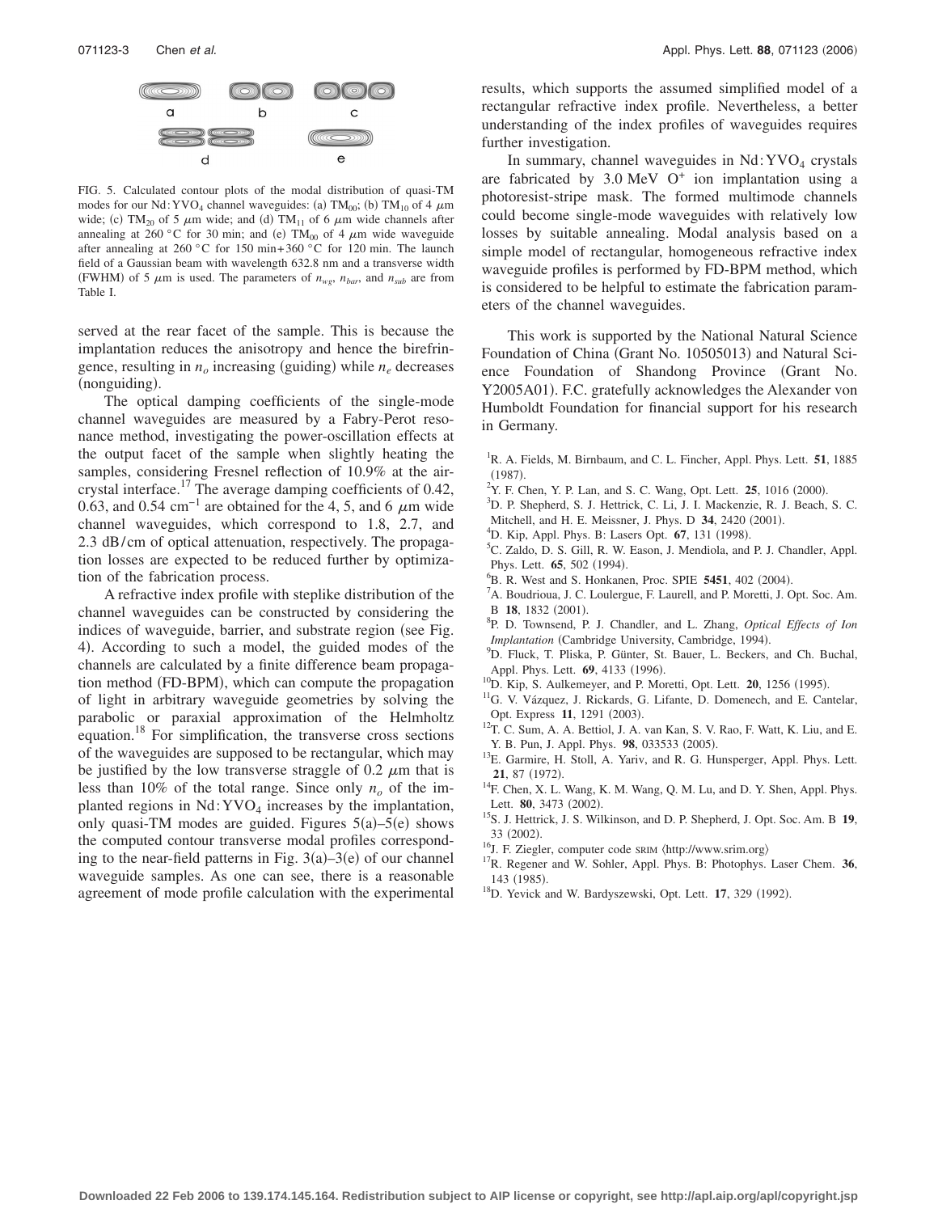a b c

d e

FIG. 5. Calculated contour plots of the modal distribution of quasi-TM modes for our Nd:$YVO_4$ channel waveguides: (a) $TM_{00}$; (b) $TM_{10}$ of 4 $\mu$m wide; (c) $TM_{20}$ of 5 $\mu$m wide; and (d) $TM_{11}$ of 6 $\mu$m wide channels after annealing at 260 °C for 30 min; and (e) $TM_{00}$ of 4 $\mu$m wide waveguide after annealing at 260 °C for 150 min+360 °C for 120 min. The launch field of a Gaussian beam with wavelength 632.8 nm and a transverse width (FWHM) of 5 $\mu$m is used. The parameters of $n_{wg}$, $n_{bar}$, and $n_{sub}$ are from Table I.

served at the rear facet of the sample. This is because the implantation reduces the anisotropy and hence the birefringence, resulting in $n_o$ increasing (guiding) while $n_e$ decreases (nonguiding).

The optical damping coefficients of the single-mode channel waveguides are measured by a Fabry-Perot resonance method, investigating the power-oscillation effects at the output facet of the sample when slightly heating the samples, considering Fresnel reflection of 10.9% at the air-crystal interface.[17] The average damping coefficients of 0.42, 0.63, and 0.54 $cm^{-1}$ are obtained for the 4, 5, and 6 $\mu$m wide channel waveguides, which correspond to 1.8, 2.7, and 2.3 dB/cm of optical attenuation, respectively. The propagation losses are expected to be reduced further by optimization of the fabrication process.

A refractive index profile with steplike distribution of the channel waveguides can be constructed by considering the indices of waveguide, barrier, and substrate region (see Fig. 4). According to such a model, the guided modes of the channels are calculated by a finite difference beam propagation method (FD-BPM), which can compute the propagation of light in arbitrary waveguide geometries by solving the parabolic or paraxial approximation of the Helmholtz equation.[18] For simplification, the transverse cross sections of the waveguides are supposed to be rectangular, which may be justified by the low transverse straggle of 0.2 $\mu$m that is less than 10% of the total range. Since only $n_o$ of the implanted regions in Nd:$YVO_4$ increases by the implantation, only quasi-TM modes are guided. Figures 5(a)–5(e) shows the computed contour transverse modal profiles corresponding to the near-field patterns in Fig. 3(a)–3(e) of our channel waveguide samples. As one can see, there is a reasonable agreement of mode profile calculation with the experimental results, which supports the assumed simplified model of a rectangular refractive index profile. Nevertheless, a better understanding of the index profiles of waveguides requires further investigation.

In summary, channel waveguides in Nd:$YVO_4$ crystals are fabricated by 3.0 MeV $O^+$ ion implantation using a photoresist-stripe mask. The formed multimode channels could become single-mode waveguides with relatively low losses by suitable annealing. Modal analysis based on a simple model of rectangular, homogeneous refractive index waveguide profiles is performed by FD-BPM method, which is considered to be helpful to estimate the fabrication parameters of the channel waveguides.

This work is supported by the National Natural Science Foundation of China (Grant No. 10505013) and Natural Science Foundation of Shandong Province (Grant No. Y2005A01). F.C. gratefully acknowledges the Alexander von Humboldt Foundation for financial support for his research in Germany.

[1] R. A. Fields, M. Birnbaum, and C. L. Fincher, Appl. Phys. Lett. **51**, 1885 (1987).
[2] Y. F. Chen, Y. P. Lan, and S. C. Wang, Opt. Lett. **25**, 1016 (2000).
[3] D. P. Shepherd, S. J. Hettrick, C. Li, J. I. Mackenzie, R. J. Beach, S. C. Mitchell, and H. E. Meissner, J. Phys. D **34**, 2420 (2001).
[4] D. Kip, Appl. Phys. B: Lasers Opt. **67**, 131 (1998).
[5] C. Zaldo, D. S. Gill, R. W. Eason, J. Mendiola, and P. J. Chandler, Appl. Phys. Lett. **65**, 502 (1994).
[6] B. R. West and S. Honkanen, Proc. SPIE **5451**, 402 (2004).
[7] A. Boudrioua, J. C. Loulergue, F. Laurell, and P. Moretti, J. Opt. Soc. Am. B **18**, 1832 (2001).
[8] P. D. Townsend, P. J. Chandler, and L. Zhang, *Optical Effects of Ion Implantation* (Cambridge University, Cambridge, 1994).
[9] D. Fluck, T. Pliska, P. Günter, St. Bauer, L. Beckers, and Ch. Buchal, Appl. Phys. Lett. **69**, 4133 (1996).
[10] D. Kip, S. Aulkemeyer, and P. Moretti, Opt. Lett. **20**, 1256 (1995).
[11] G. V. Vázquez, J. Rickards, G. Lifante, D. Domenech, and E. Cantelar, Opt. Express **11**, 1291 (2003).
[12] T. C. Sum, A. A. Bettiol, J. A. van Kan, S. V. Rao, F. Watt, K. Liu, and E. Y. B. Pun, J. Appl. Phys. **98**, 033533 (2005).
[13] E. Garmire, H. Stoll, A. Yariv, and R. G. Hunsperger, Appl. Phys. Lett. **21**, 87 (1972).
[14] F. Chen, X. L. Wang, K. M. Wang, Q. M. Lu, and D. Y. Shen, Appl. Phys. Lett. **80**, 3473 (2002).
[15] S. J. Hettrick, J. S. Wilkinson, and D. P. Shepherd, J. Opt. Soc. Am. B **19**, 33 (2002).
[16] J. F. Ziegler, computer code SRIM ⟨http://www.srim.org⟩
[17] R. Regener and W. Sohler, Appl. Phys. B: Photophys. Laser Chem. **36**, 143 (1985).
[18] D. Yevick and W. Bardyszewski, Opt. Lett. **17**, 329 (1992).